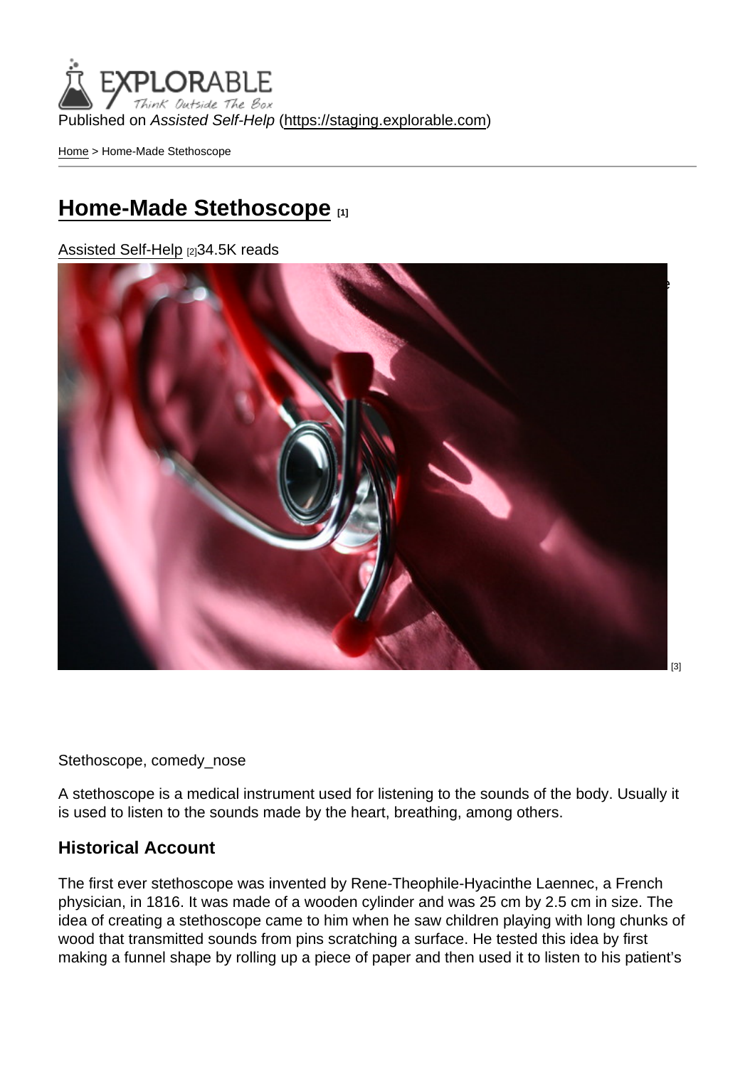Published on *Assisted Self-Help* (https://staging.explorable.com)

Home > Home-Made Stethoscope

# Home-Made Stethoscope [1]

Assisted Self-Help [2] 34.5K reads

[3]

Stethoscope, comedy_nose

A stethoscope is a medical instrument used for listening to the sounds of the body. Usually it is used to listen to the sounds made by the heart, breathing, among others.

## Historical Account

The first ever stethoscope was invented by Rene-Theophile-Hyacinthe Laennec, a French physician, in 1816. It was made of a wooden cylinder and was 25 cm by 2.5 cm in size. The idea of creating a stethoscope came to him when he saw children playing with long chunks of wood that transmitted sounds from pins scratching a surface. He tested this idea by first making a funnel shape by rolling up a piece of paper and then used it to listen to his patient's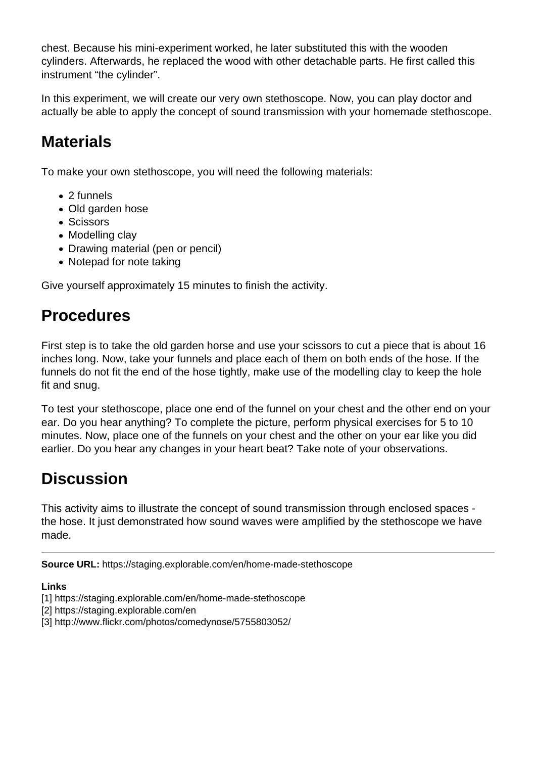chest. Because his mini-experiment worked, he later substituted this with the wooden cylinders. Afterwards, he replaced the wood with other detachable parts. He first called this instrument "the cylinder".

In this experiment, we will create our very own stethoscope. Now, you can play doctor and actually be able to apply the concept of sound transmission with your homemade stethoscope.

## Materials

To make your own stethoscope, you will need the following materials:

- 2 funnels
- Old garden hose
- Scissors
- Modelling clay
- Drawing material (pen or pencil)
- Notepad for note taking

Give yourself approximately 15 minutes to finish the activity.

## Procedures

First step is to take the old garden horse and use your scissors to cut a piece that is about 16 inches long. Now, take your funnels and place each of them on both ends of the hose. If the funnels do not fit the end of the hose tightly, make use of the modelling clay to keep the hole fit and snug.

To test your stethoscope, place one end of the funnel on your chest and the other end on your ear. Do you hear anything? To complete the picture, perform physical exercises for 5 to 10 minutes. Now, place one of the funnels on your chest and the other on your ear like you did earlier. Do you hear any changes in your heart beat? Take note of your observations.

## Discussion

This activity aims to illustrate the concept of sound transmission through enclosed spaces - the hose. It just demonstrated how sound waves were amplified by the stethoscope we have made.

---

**Source URL:** https://staging.explorable.com/en/home-made-stethoscope

**Links**
[1] https://staging.explorable.com/en/home-made-stethoscope
[2] https://staging.explorable.com/en
[3] http://www.flickr.com/photos/comedynose/5755803052/